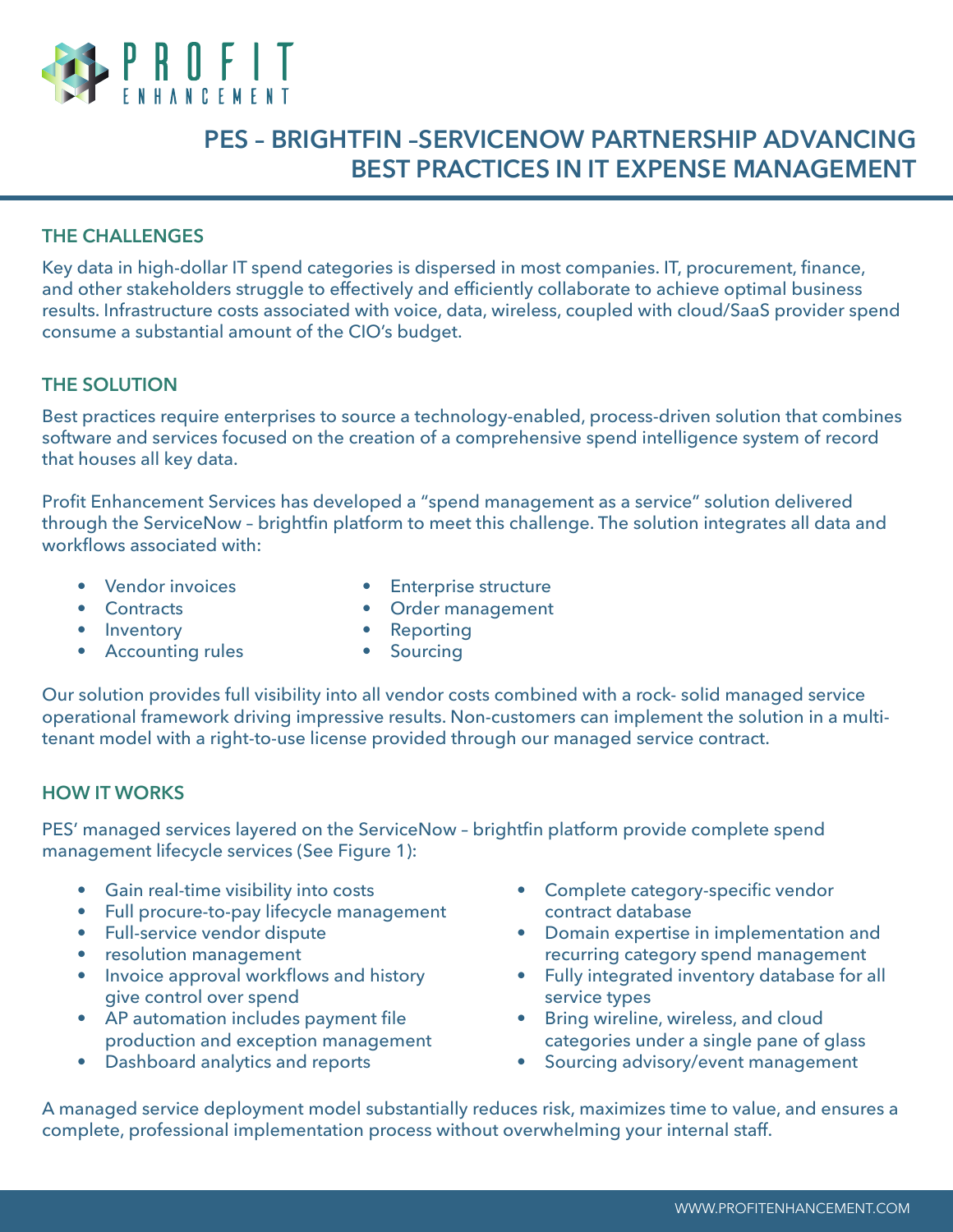# PES – BRIGHTFIN –SERVICENOW PARTNERSHIP ADVANCING BEST PRACTICES IN IT EXPENSE MANAGEMENT

## THE CHALLENGES

Key data in high-dollar IT spend categories is dispersed in most companies. IT, procurement, finance, and other stakeholders struggle to effectively and efficiently collaborate to achieve optimal business results. Infrastructure costs associated with voice, data, wireless, coupled with cloud/SaaS provider spend consume a substantial amount of the CIO's budget.

## THE SOLUTION

Best practices require enterprises to source a technology-enabled, process-driven solution that combines software and services focused on the creation of a comprehensive spend intelligence system of record that houses all key data.

Profit Enhancement Services has developed a "spend management as a service" solution delivered through the ServiceNow – brightfin platform to meet this challenge. The solution integrates all data and workflows associated with:

- Vendor invoices
- Contracts
- Inventory
- Accounting rules
- Enterprise structure
- Order management
- Reporting
- Sourcing

Our solution provides full visibility into all vendor costs combined with a rock- solid managed service operational framework driving impressive results. Non-customers can implement the solution in a multi-tenant model with a right-to-use license provided through our managed service contract.

## HOW IT WORKS

PES' managed services layered on the ServiceNow – brightfin platform provide complete spend management lifecycle services (See Figure 1):

- Gain real-time visibility into costs
- Full procure-to-pay lifecycle management
- Full-service vendor dispute
- resolution management
- Invoice approval workflows and history give control over spend
- AP automation includes payment file production and exception management
- Dashboard analytics and reports
- Complete category-specific vendor contract database
- Domain expertise in implementation and recurring category spend management
- Fully integrated inventory database for all service types
- Bring wireline, wireless, and cloud categories under a single pane of glass
- Sourcing advisory/event management

A managed service deployment model substantially reduces risk, maximizes time to value, and ensures a complete, professional implementation process without overwhelming your internal staff.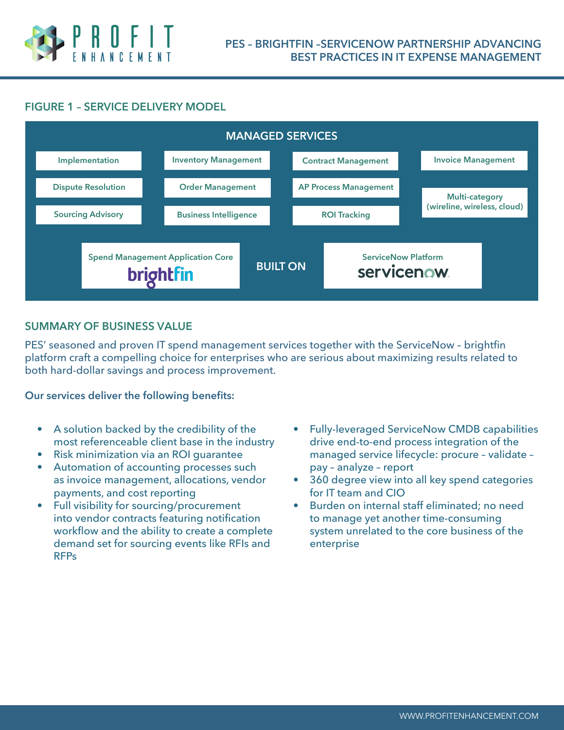## FIGURE 1 – SERVICE DELIVERY MODEL

MANAGED SERVICES

Implementation

Inventory Management

Contract Management

Invoice Management

Dispute Resolution

Order Management

AP Process Management

Multi-category (wireline, wireless, cloud)

Sourcing Advisory

Business Intelligence

ROI Tracking

Spend Management Application Core
brightfin

BUILT ON

ServiceNow Platform
servicenow

## SUMMARY OF BUSINESS VALUE

PES' seasoned and proven IT spend management services together with the ServiceNow – brightfin platform craft a compelling choice for enterprises who are serious about maximizing results related to both hard-dollar savings and process improvement.

**Our services deliver the following benefits:**

- A solution backed by the credibility of the most referenceable client base in the industry
- Risk minimization via an ROI guarantee
- Automation of accounting processes such as invoice management, allocations, vendor payments, and cost reporting
- Full visibility for sourcing/procurement into vendor contracts featuring notification workflow and the ability to create a complete demand set for sourcing events like RFIs and RFPs
- Fully-leveraged ServiceNow CMDB capabilities drive end-to-end process integration of the managed service lifecycle: procure – validate – pay – analyze – report
- 360 degree view into all key spend categories for IT team and CIO
- Burden on internal staff eliminated; no need to manage yet another time-consuming system unrelated to the core business of the enterprise